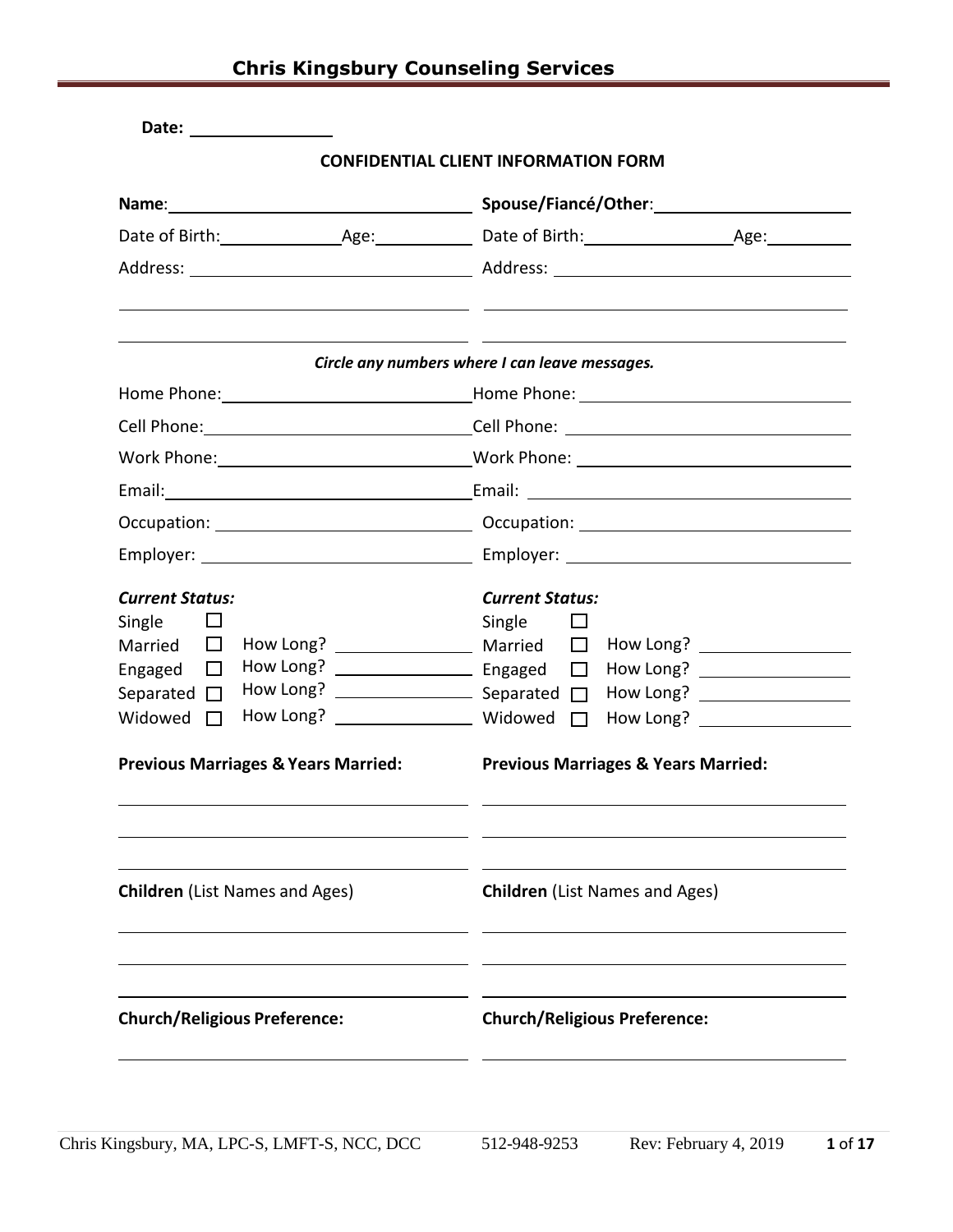# Chris Kingsbury Counseling Services

**Date:** ______________

## CONFIDENTIAL CLIENT INFORMATION FORM

| **Name**: ______________________________ | **Spouse/Fiancé/Other**: ______________________________ |
|---|---|
| Date of Birth: ____________ Age: __________ | Date of Birth: ______________ Age: __________ |
| Address: ______________________________ | Address: ______________________________ |
| ______________________________ | ______________________________ |
| ______________________________ | ______________________________ |

***Circle any numbers where I can leave messages.***

| | |
|---|---|
| Home Phone: ______________________________ | Home Phone: ______________________________ |
| Cell Phone: ______________________________ | Cell Phone: ______________________________ |
| Work Phone: ______________________________ | Work Phone: ______________________________ |
| Email: ______________________________ | Email: ______________________________ |
| Occupation: ______________________________ | Occupation: ______________________________ |
| Employer: ______________________________ | Employer: ______________________________ |

| ***Current Status:*** | ***Current Status:*** |
|---|---|
| Single ☐ | Single ☐ |
| Married ☐ How Long? ______________ | Married ☐ How Long? ______________ |
| Engaged ☐ How Long? ______________ | Engaged ☐ How Long? ______________ |
| Separated ☐ How Long? ______________ | Separated ☐ How Long? ______________ |
| Widowed ☐ How Long? ______________ | Widowed ☐ How Long? ______________ |

| **Previous Marriages & Years Married:** | **Previous Marriages & Years Married:** |
|---|---|
| ______________________________ | ______________________________ |
| ______________________________ | ______________________________ |
| ______________________________ | ______________________________ |

| **Children** (List Names and Ages) | **Children** (List Names and Ages) |
|---|---|
| ______________________________ | ______________________________ |
| ______________________________ | ______________________________ |
| ______________________________ | ______________________________ |

| **Church/Religious Preference:** | **Church/Religious Preference:** |
|---|---|
| ______________________________ | ______________________________ |

Chris Kingsbury, MA, LPC-S, LMFT-S, NCC, DCC 512-948-9253 Rev: February 4, 2019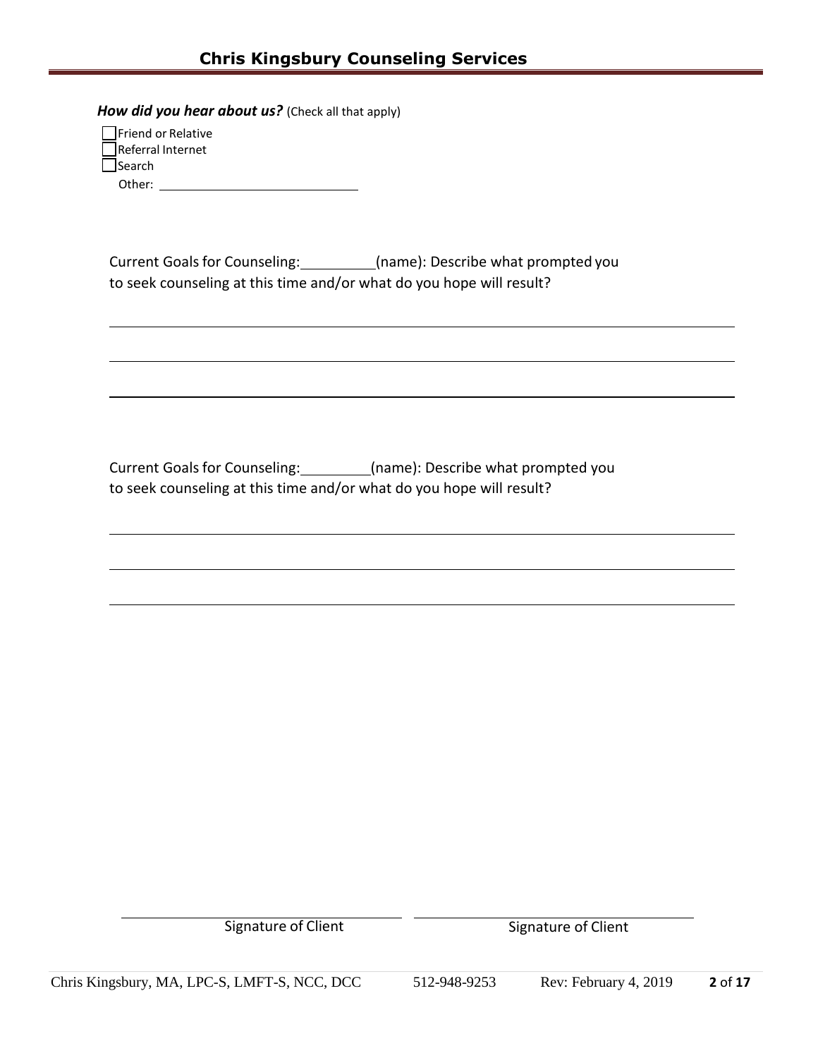***How did you hear about us?*** (Check all that apply)

- ☐ Friend or Relative
- ☐ Referral Internet
- ☐ Search

Other: ______________________________

Current Goals for Counseling: __________(name): Describe what prompted you to seek counseling at this time and/or what do you hope will result?

_____________________________________________________________________________

_____________________________________________________________________________

_____________________________________________________________________________

Current Goals for Counseling: _________(name): Describe what prompted you to seek counseling at this time and/or what do you hope will result?

_____________________________________________________________________________

_____________________________________________________________________________

_____________________________________________________________________________

______________________________ Signature of Client

______________________________ Signature of Client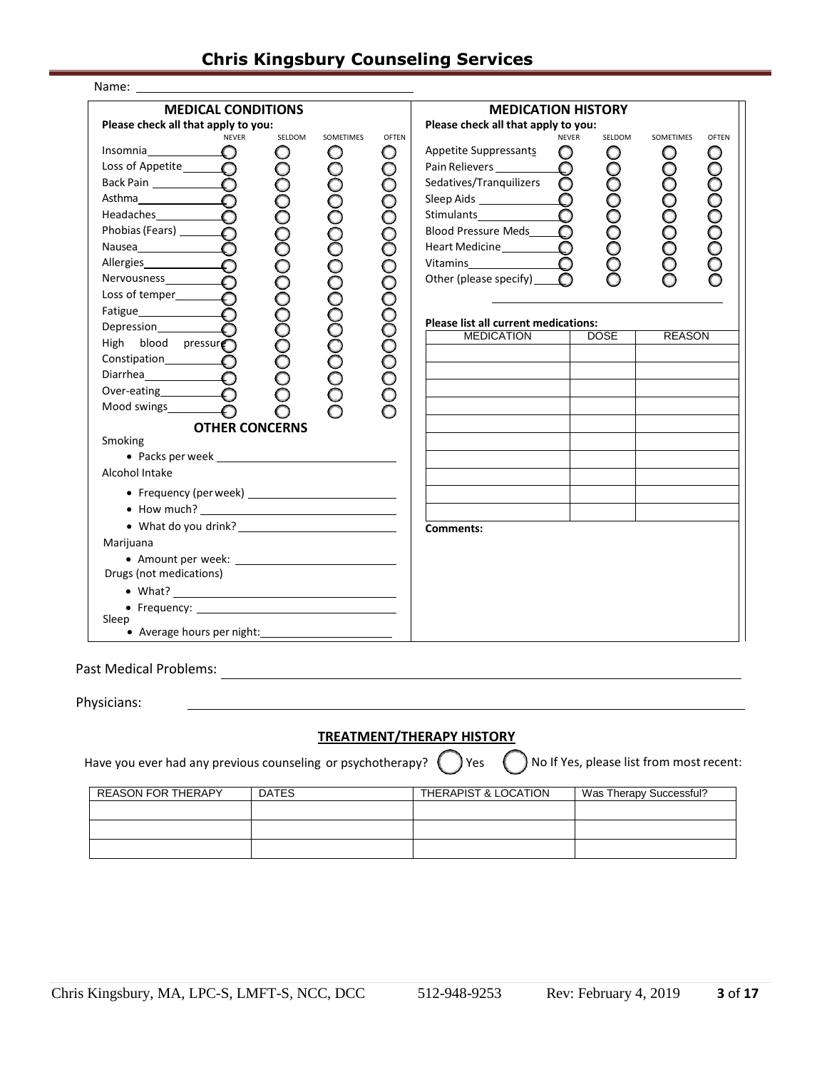# Chris Kingsbury Counseling Services

Name: ______________________________

## MEDICAL CONDITIONS

**Please check all that apply to you:**

| | NEVER | SELDOM | SOMETIMES | OFTEN |
|---|---|---|---|---|
| Insomnia | ○ | ○ | ○ | ○ |
| Loss of Appetite | ○ | ○ | ○ | ○ |
| Back Pain | ○ | ○ | ○ | ○ |
| Asthma | ○ | ○ | ○ | ○ |
| Headaches | ○ | ○ | ○ | ○ |
| Phobias (Fears) | ○ | ○ | ○ | ○ |
| Nausea | ○ | ○ | ○ | ○ |
| Allergies | ○ | ○ | ○ | ○ |
| Nervousness | ○ | ○ | ○ | ○ |
| Loss of temper | ○ | ○ | ○ | ○ |
| Fatigue | ○ | ○ | ○ | ○ |
| Depression | ○ | ○ | ○ | ○ |
| High blood pressure | ○ | ○ | ○ | ○ |
| Constipation | ○ | ○ | ○ | ○ |
| Diarrhea | ○ | ○ | ○ | ○ |
| Over-eating | ○ | ○ | ○ | ○ |
| Mood swings | ○ | ○ | ○ | ○ |

## OTHER CONCERNS

Smoking

- Packs per week ______________________

Alcohol Intake

- Frequency (per week) ______________________
- How much? ______________________
- What do you drink? ______________________

Marijuana

- Amount per week: ______________________

Drugs (not medications)

- What? ______________________
- Frequency: ______________________

Sleep

- Average hours per night: ______________________

## MEDICATION HISTORY

**Please check all that apply to you:**

| | NEVER | SELDOM | SOMETIMES | OFTEN |
|---|---|---|---|---|
| Appetite Suppressants | ○ | ○ | ○ | ○ |
| Pain Relievers | ○ | ○ | ○ | ○ |
| Sedatives/Tranquilizers | ○ | ○ | ○ | ○ |
| Sleep Aids | ○ | ○ | ○ | ○ |
| Stimulants | ○ | ○ | ○ | ○ |
| Blood Pressure Meds | ○ | ○ | ○ | ○ |
| Heart Medicine | ○ | ○ | ○ | ○ |
| Vitamins | ○ | ○ | ○ | ○ |
| Other (please specify) | ○ | ○ | ○ | ○ |

______________________

**Please list all current medications:**

| MEDICATION | DOSE | REASON |
|---|---|---|
| | | |
| | | |
| | | |
| | | |
| | | |
| | | |
| | | |
| | | |
| | | |
| | | |

**Comments:**

Past Medical Problems: ______________________

Physicians: ______________________

## TREATMENT/THERAPY HISTORY

Have you ever had any previous counseling or psychotherapy? ○ Yes ○ No If Yes, please list from most recent:

| REASON FOR THERAPY | DATES | THERAPIST & LOCATION | Was Therapy Successful? |
|---|---|---|---|
| | | | |
| | | | |
| | | | |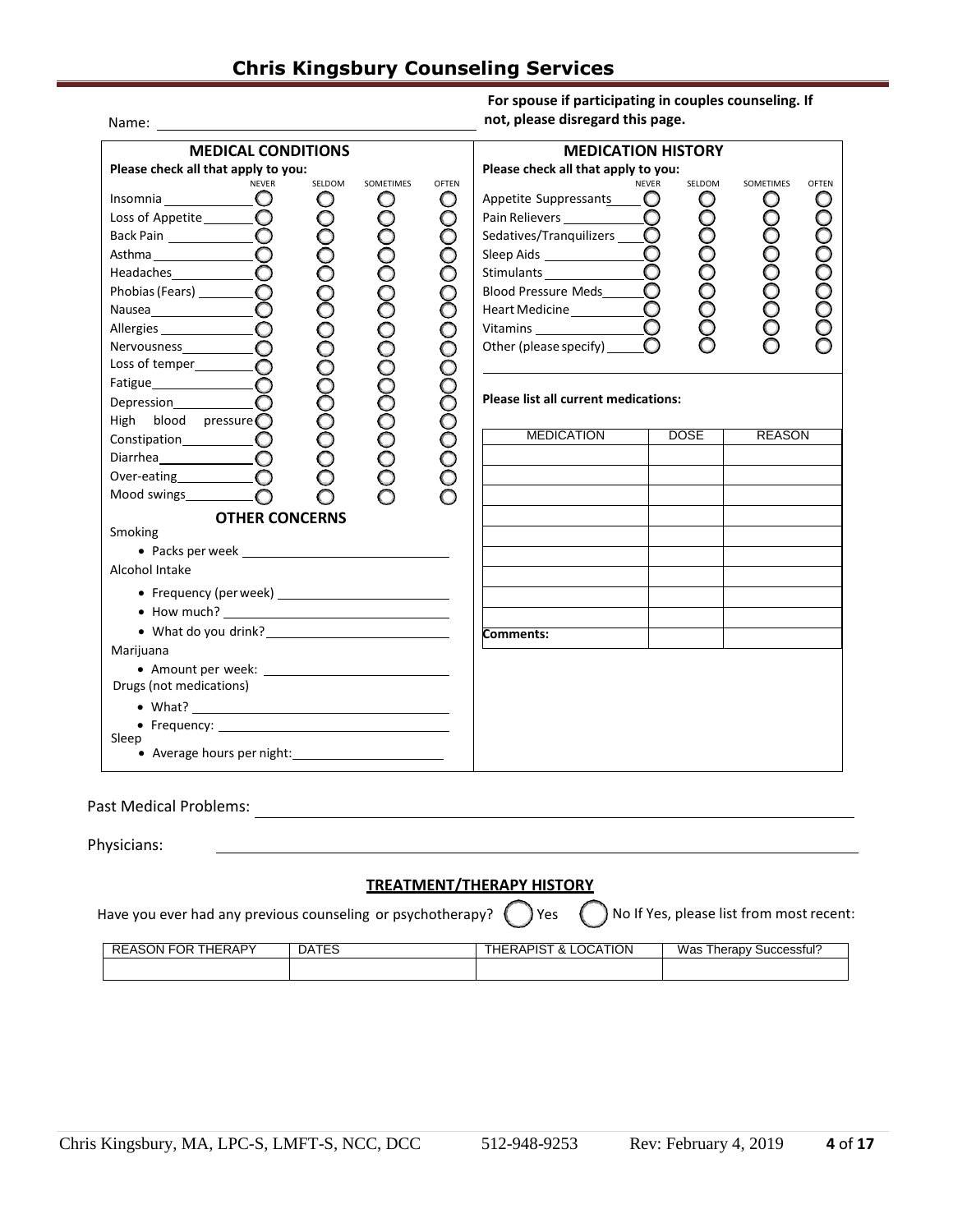# Chris Kingsbury Counseling Services

Name: ______________________

**For spouse if participating in couples counseling. If not, please disregard this page.**

## MEDICAL CONDITIONS

**Please check all that apply to you:**

| | NEVER | SELDOM | SOMETIMES | OFTEN |
|---|---|---|---|---|
| Insomnia | ○ | ○ | ○ | ○ |
| Loss of Appetite | ○ | ○ | ○ | ○ |
| Back Pain | ○ | ○ | ○ | ○ |
| Asthma | ○ | ○ | ○ | ○ |
| Headaches | ○ | ○ | ○ | ○ |
| Phobias (Fears) | ○ | ○ | ○ | ○ |
| Nausea | ○ | ○ | ○ | ○ |
| Allergies | ○ | ○ | ○ | ○ |
| Nervousness | ○ | ○ | ○ | ○ |
| Loss of temper | ○ | ○ | ○ | ○ |
| Fatigue | ○ | ○ | ○ | ○ |
| Depression | ○ | ○ | ○ | ○ |
| High blood pressure | ○ | ○ | ○ | ○ |
| Constipation | ○ | ○ | ○ | ○ |
| Diarrhea | ○ | ○ | ○ | ○ |
| Over-eating | ○ | ○ | ○ | ○ |
| Mood swings | ○ | ○ | ○ | ○ |

### OTHER CONCERNS

Smoking

- Packs per week ______________________

Alcohol Intake

- Frequency (per week) ______________________
- How much? ______________________
- What do you drink? ______________________

Marijuana

- Amount per week: ______________________

Drugs (not medications)

- What? ______________________
- Frequency: ______________________

Sleep

- Average hours per night: ______________________

## MEDICATION HISTORY

**Please check all that apply to you:**

| | NEVER | SELDOM | SOMETIMES | OFTEN |
|---|---|---|---|---|
| Appetite Suppressants | ○ | ○ | ○ | ○ |
| Pain Relievers | ○ | ○ | ○ | ○ |
| Sedatives/Tranquilizers | ○ | ○ | ○ | ○ |
| Sleep Aids | ○ | ○ | ○ | ○ |
| Stimulants | ○ | ○ | ○ | ○ |
| Blood Pressure Meds | ○ | ○ | ○ | ○ |
| Heart Medicine | ○ | ○ | ○ | ○ |
| Vitamins | ○ | ○ | ○ | ○ |
| Other (please specify) | ○ | ○ | ○ | ○ |

**Please list all current medications:**

| MEDICATION | DOSE | REASON |
|---|---|---|
| | | |
| | | |
| | | |
| | | |
| | | |
| | | |
| | | |
| | | |
| | | |
| **Comments:** | | |

Past Medical Problems: ______________________

Physicians: ______________________

## TREATMENT/THERAPY HISTORY

Have you ever had any previous counseling or psychotherapy? ○ Yes ○ No If Yes, please list from most recent:

| REASON FOR THERAPY | DATES | THERAPIST & LOCATION | Was Therapy Successful? |
|---|---|---|---|
| | | | |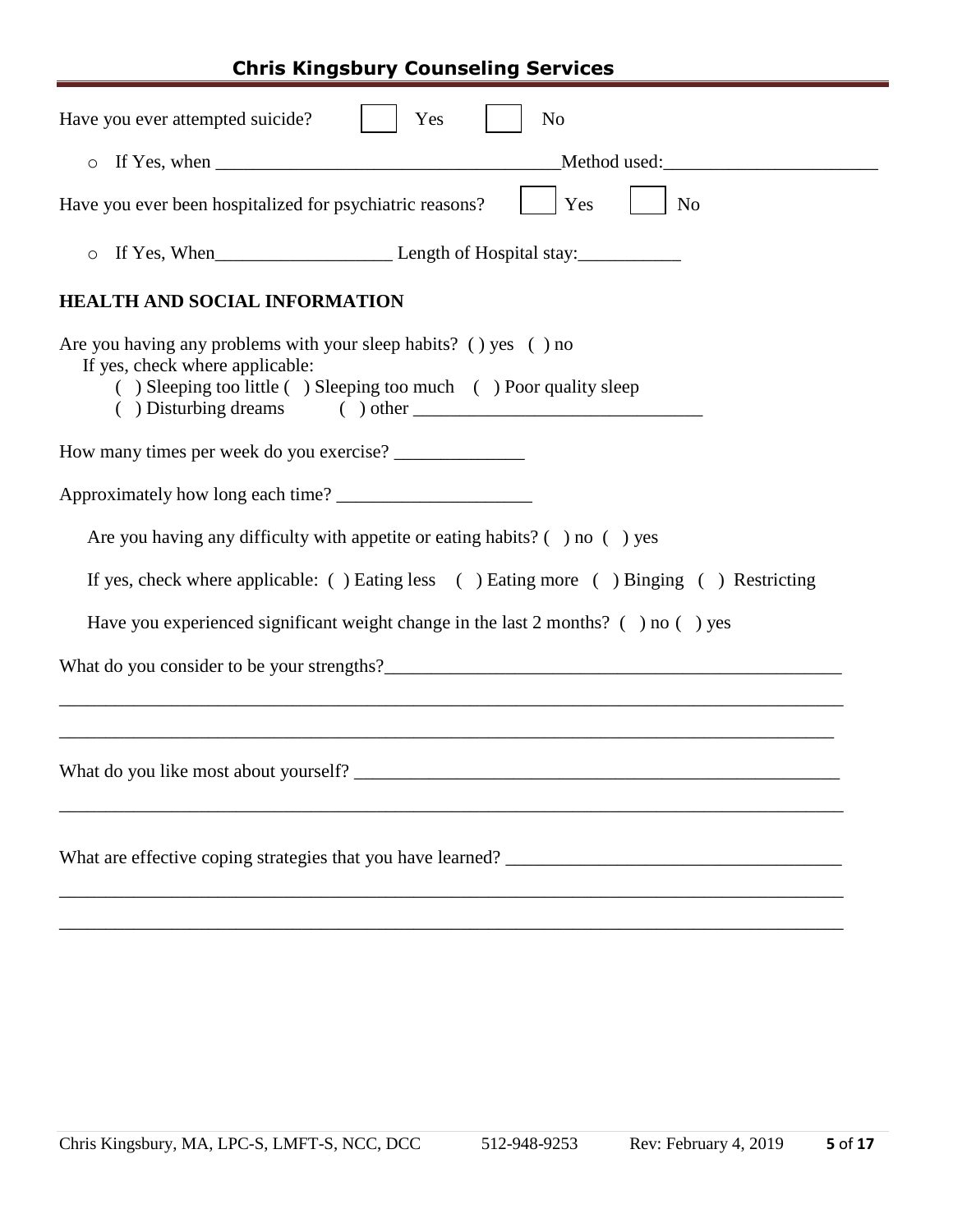Have you ever attempted suicide? ☐ Yes ☐ No

- If Yes, when ____________________________________Method used:______________________

Have you ever been hospitalized for psychiatric reasons? ☐ Yes ☐ No

- If Yes, When___________________ Length of Hospital stay:___________

## HEALTH AND SOCIAL INFORMATION

Are you having any problems with your sleep habits? ( ) yes ( ) no

If yes, check where applicable:

( ) Sleeping too little ( ) Sleeping too much ( ) Poor quality sleep

( ) Disturbing dreams ( ) other _______________________________

How many times per week do you exercise? ______________

Approximately how long each time? _____________________

Are you having any difficulty with appetite or eating habits? ( ) no ( ) yes

If yes, check where applicable: ( ) Eating less ( ) Eating more ( ) Binging ( ) Restricting

Have you experienced significant weight change in the last 2 months? ( ) no ( ) yes

What do you consider to be your strengths?__________________________________________________

_____________________________________________________________________________________

____________________________________________________________________________________

What do you like most about yourself? _____________________________________________________

_____________________________________________________________________________________

What are effective coping strategies that you have learned? ___________________________________

_____________________________________________________________________________________

_____________________________________________________________________________________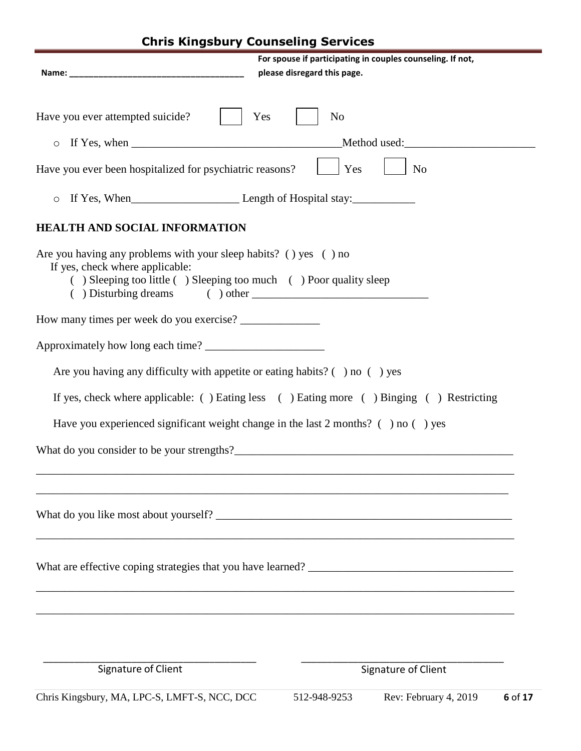## Chris Kingsbury Counseling Services

**Name: ___________________________________**

**For spouse if participating in couples counseling. If not, please disregard this page.**

Have you ever attempted suicide? ☐ Yes ☐ No

- If Yes, when ____________________________________Method used:______________________

Have you ever been hospitalized for psychiatric reasons? ☐ Yes ☐ No

- If Yes, When___________________ Length of Hospital stay:___________

### HEALTH AND SOCIAL INFORMATION

Are you having any problems with your sleep habits? ( ) yes ( ) no
If yes, check where applicable:
( ) Sleeping too little ( ) Sleeping too much ( ) Poor quality sleep
( ) Disturbing dreams ( ) other ______________________________

How many times per week do you exercise? ______________

Approximately how long each time? _____________________

Are you having any difficulty with appetite or eating habits? ( ) no ( ) yes

If yes, check where applicable: ( ) Eating less ( ) Eating more ( ) Binging ( ) Restricting

Have you experienced significant weight change in the last 2 months? ( ) no ( ) yes

What do you consider to be your strengths?__________________________________________________
_____________________________________________________________________________________
_____________________________________________________________________________________

What do you like most about yourself? _____________________________________________________
_____________________________________________________________________________________

What are effective coping strategies that you have learned? ___________________________________
_____________________________________________________________________________________
_____________________________________________________________________________________

_____________________________________ _____________________________________
Signature of Client Signature of Client

Chris Kingsbury, MA, LPC-S, LMFT-S, NCC, DCC 512-948-9253 Rev: February 4, 2019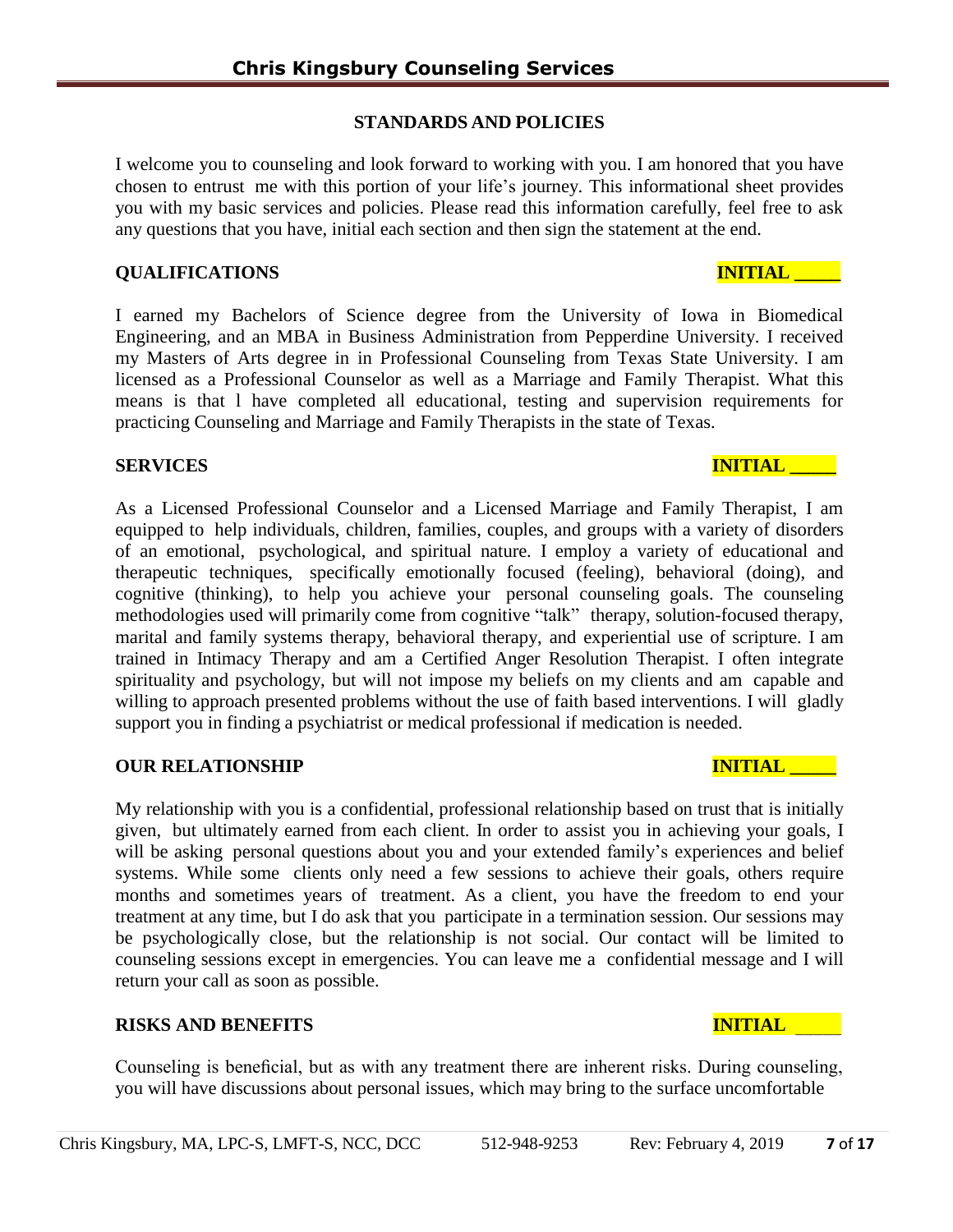## STANDARDS AND POLICIES

I welcome you to counseling and look forward to working with you. I am honored that you have chosen to entrust me with this portion of your life's journey. This informational sheet provides you with my basic services and policies. Please read this information carefully, feel free to ask any questions that you have, initial each section and then sign the statement at the end.

### QUALIFICATIONS **INITIAL _____**

I earned my Bachelors of Science degree from the University of Iowa in Biomedical Engineering, and an MBA in Business Administration from Pepperdine University. I received my Masters of Arts degree in in Professional Counseling from Texas State University. I am licensed as a Professional Counselor as well as a Marriage and Family Therapist. What this means is that l have completed all educational, testing and supervision requirements for practicing Counseling and Marriage and Family Therapists in the state of Texas.

### SERVICES **INITIAL _____**

As a Licensed Professional Counselor and a Licensed Marriage and Family Therapist, I am equipped to help individuals, children, families, couples, and groups with a variety of disorders of an emotional, psychological, and spiritual nature. I employ a variety of educational and therapeutic techniques, specifically emotionally focused (feeling), behavioral (doing), and cognitive (thinking), to help you achieve your personal counseling goals. The counseling methodologies used will primarily come from cognitive "talk" therapy, solution-focused therapy, marital and family systems therapy, behavioral therapy, and experiential use of scripture. I am trained in Intimacy Therapy and am a Certified Anger Resolution Therapist. I often integrate spirituality and psychology, but will not impose my beliefs on my clients and am capable and willing to approach presented problems without the use of faith based interventions. I will gladly support you in finding a psychiatrist or medical professional if medication is needed.

### OUR RELATIONSHIP **INITIAL _____**

My relationship with you is a confidential, professional relationship based on trust that is initially given, but ultimately earned from each client. In order to assist you in achieving your goals, I will be asking personal questions about you and your extended family's experiences and belief systems. While some clients only need a few sessions to achieve their goals, others require months and sometimes years of treatment. As a client, you have the freedom to end your treatment at any time, but I do ask that you participate in a termination session. Our sessions may be psychologically close, but the relationship is not social. Our contact will be limited to counseling sessions except in emergencies. You can leave me a confidential message and I will return your call as soon as possible.

### RISKS AND BENEFITS **INITIAL _____**

Counseling is beneficial, but as with any treatment there are inherent risks. During counseling, you will have discussions about personal issues, which may bring to the surface uncomfortable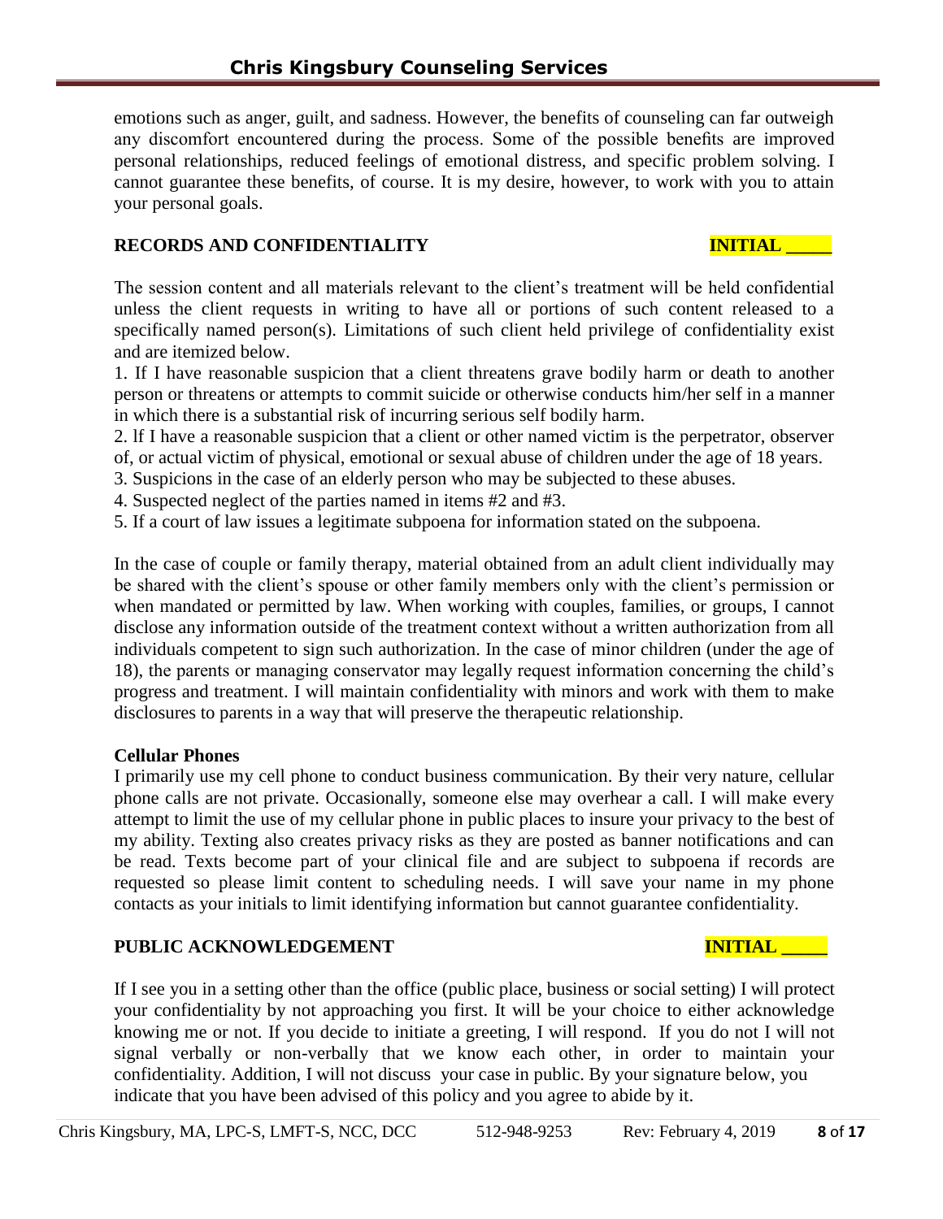emotions such as anger, guilt, and sadness. However, the benefits of counseling can far outweigh any discomfort encountered during the process. Some of the possible benefits are improved personal relationships, reduced feelings of emotional distress, and specific problem solving. I cannot guarantee these benefits, of course. It is my desire, however, to work with you to attain your personal goals.

## RECORDS AND CONFIDENTIALITY

**INITIAL _____**

The session content and all materials relevant to the client's treatment will be held confidential unless the client requests in writing to have all or portions of such content released to a specifically named person(s). Limitations of such client held privilege of confidentiality exist and are itemized below.

1. If I have reasonable suspicion that a client threatens grave bodily harm or death to another person or threatens or attempts to commit suicide or otherwise conducts him/her self in a manner in which there is a substantial risk of incurring serious self bodily harm.
2. lf I have a reasonable suspicion that a client or other named victim is the perpetrator, observer of, or actual victim of physical, emotional or sexual abuse of children under the age of 18 years.
3. Suspicions in the case of an elderly person who may be subjected to these abuses.
4. Suspected neglect of the parties named in items #2 and #3.
5. If a court of law issues a legitimate subpoena for information stated on the subpoena.

In the case of couple or family therapy, material obtained from an adult client individually may be shared with the client's spouse or other family members only with the client's permission or when mandated or permitted by law. When working with couples, families, or groups, I cannot disclose any information outside of the treatment context without a written authorization from all individuals competent to sign such authorization. In the case of minor children (under the age of 18), the parents or managing conservator may legally request information concerning the child's progress and treatment. I will maintain confidentiality with minors and work with them to make disclosures to parents in a way that will preserve the therapeutic relationship.

### Cellular Phones

I primarily use my cell phone to conduct business communication. By their very nature, cellular phone calls are not private. Occasionally, someone else may overhear a call. I will make every attempt to limit the use of my cellular phone in public places to insure your privacy to the best of my ability. Texting also creates privacy risks as they are posted as banner notifications and can be read. Texts become part of your clinical file and are subject to subpoena if records are requested so please limit content to scheduling needs. I will save your name in my phone contacts as your initials to limit identifying information but cannot guarantee confidentiality.

## PUBLIC ACKNOWLEDGEMENT

**INITIAL _____**

If I see you in a setting other than the office (public place, business or social setting) I will protect your confidentiality by not approaching you first. It will be your choice to either acknowledge knowing me or not. If you decide to initiate a greeting, I will respond. If you do not I will not signal verbally or non-verbally that we know each other, in order to maintain your confidentiality. Addition, I will not discuss your case in public. By your signature below, you indicate that you have been advised of this policy and you agree to abide by it.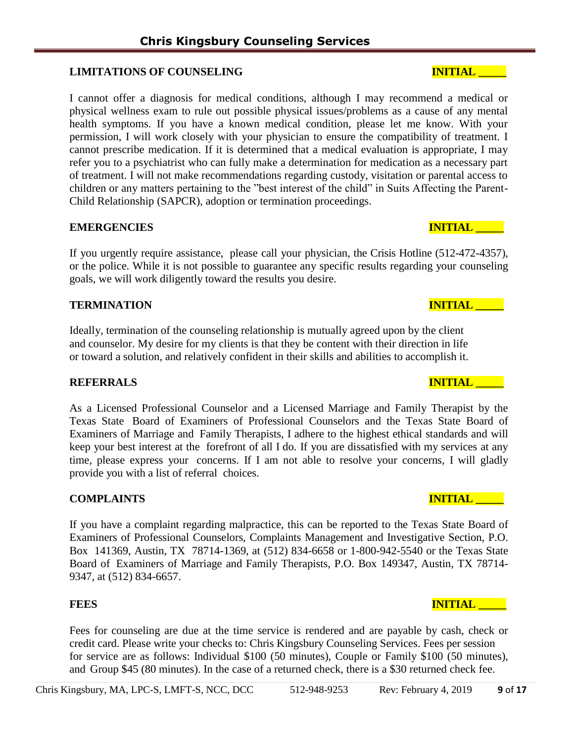**LIMITATIONS OF COUNSELING** **INITIAL _____**

I cannot offer a diagnosis for medical conditions, although I may recommend a medical or physical wellness exam to rule out possible physical issues/problems as a cause of any mental health symptoms. If you have a known medical condition, please let me know. With your permission, I will work closely with your physician to ensure the compatibility of treatment. I cannot prescribe medication. If it is determined that a medical evaluation is appropriate, I may refer you to a psychiatrist who can fully make a determination for medication as a necessary part of treatment. I will not make recommendations regarding custody, visitation or parental access to children or any matters pertaining to the "best interest of the child" in Suits Affecting the Parent-Child Relationship (SAPCR), adoption or termination proceedings.

**EMERGENCIES** **INITIAL _____**

If you urgently require assistance, please call your physician, the Crisis Hotline (512-472-4357), or the police. While it is not possible to guarantee any specific results regarding your counseling goals, we will work diligently toward the results you desire.

**TERMINATION** **INITIAL _____**

Ideally, termination of the counseling relationship is mutually agreed upon by the client and counselor. My desire for my clients is that they be content with their direction in life or toward a solution, and relatively confident in their skills and abilities to accomplish it.

**REFERRALS** **INITIAL _____**

As a Licensed Professional Counselor and a Licensed Marriage and Family Therapist by the Texas State Board of Examiners of Professional Counselors and the Texas State Board of Examiners of Marriage and Family Therapists, I adhere to the highest ethical standards and will keep your best interest at the forefront of all I do. If you are dissatisfied with my services at any time, please express your concerns. If I am not able to resolve your concerns, I will gladly provide you with a list of referral choices.

**COMPLAINTS** **INITIAL _____**

If you have a complaint regarding malpractice, this can be reported to the Texas State Board of Examiners of Professional Counselors, Complaints Management and Investigative Section, P.O. Box 141369, Austin, TX 78714-1369, at (512) 834-6658 or 1-800-942-5540 or the Texas State Board of Examiners of Marriage and Family Therapists, P.O. Box 149347, Austin, TX 78714-9347, at (512) 834-6657.

**FEES** **INITIAL _____**

Fees for counseling are due at the time service is rendered and are payable by cash, check or credit card. Please write your checks to: Chris Kingsbury Counseling Services. Fees per session for service are as follows: Individual $100 (50 minutes), Couple or Family $100 (50 minutes), and Group $45 (80 minutes). In the case of a returned check, there is a $30 returned check fee.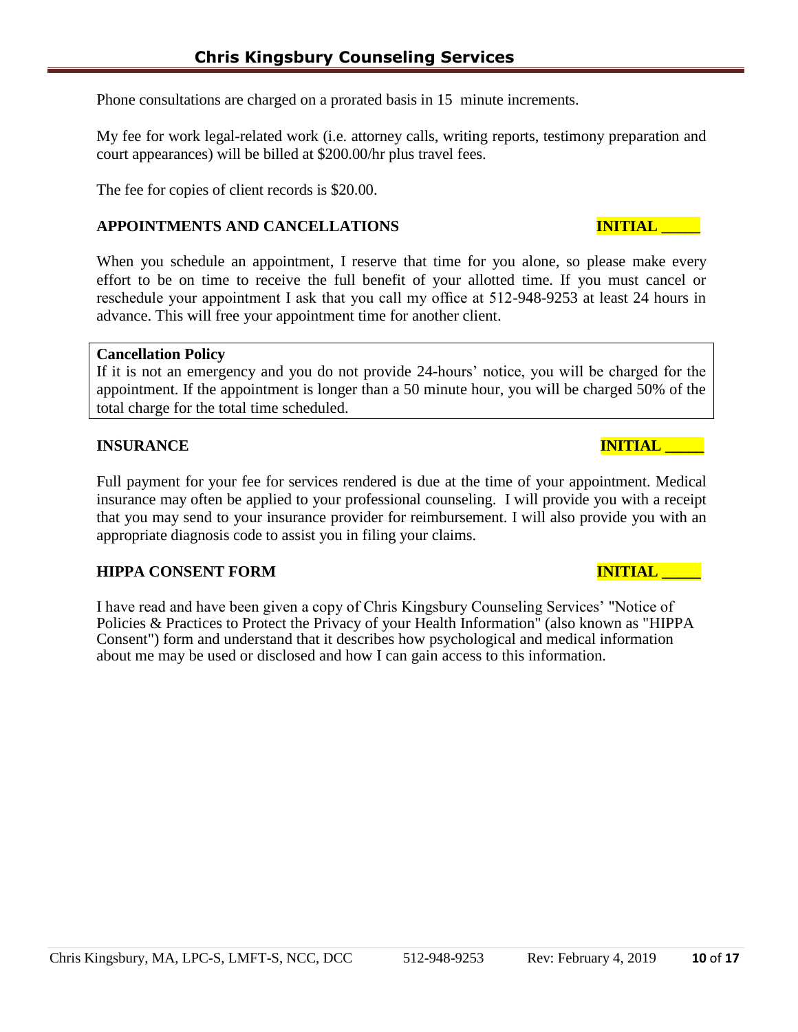Phone consultations are charged on a prorated basis in 15 minute increments.

My fee for work legal-related work (i.e. attorney calls, writing reports, testimony preparation and court appearances) will be billed at $200.00/hr plus travel fees.

The fee for copies of client records is $20.00.

**APPOINTMENTS AND CANCELLATIONS** **INITIAL _____**

When you schedule an appointment, I reserve that time for you alone, so please make every effort to be on time to receive the full benefit of your allotted time. If you must cancel or reschedule your appointment I ask that you call my office at 512-948-9253 at least 24 hours in advance. This will free your appointment time for another client.

**Cancellation Policy**
If it is not an emergency and you do not provide 24-hours' notice, you will be charged for the appointment. If the appointment is longer than a 50 minute hour, you will be charged 50% of the total charge for the total time scheduled.

**INSURANCE** **INITIAL _____**

Full payment for your fee for services rendered is due at the time of your appointment. Medical insurance may often be applied to your professional counseling. I will provide you with a receipt that you may send to your insurance provider for reimbursement. I will also provide you with an appropriate diagnosis code to assist you in filing your claims.

**HIPPA CONSENT FORM** **INITIAL _____**

I have read and have been given a copy of Chris Kingsbury Counseling Services' "Notice of Policies & Practices to Protect the Privacy of your Health Information" (also known as "HIPPA Consent") form and understand that it describes how psychological and medical information about me may be used or disclosed and how I can gain access to this information.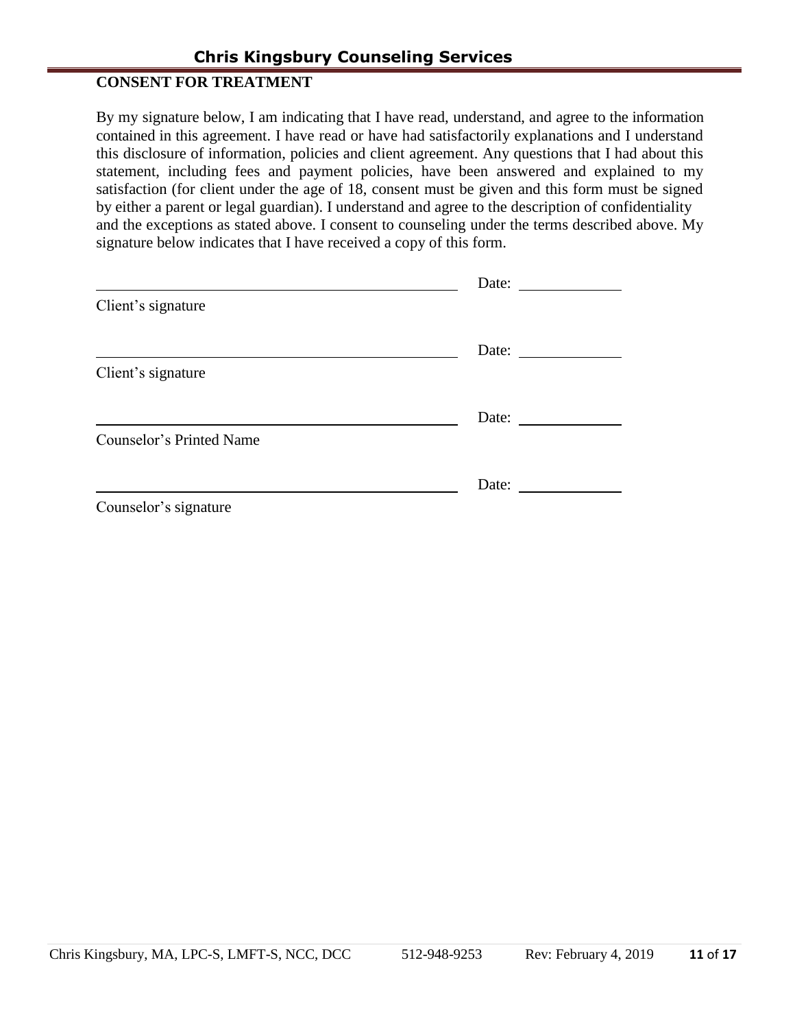## CONSENT FOR TREATMENT

By my signature below, I am indicating that I have read, understand, and agree to the information contained in this agreement. I have read or have had satisfactorily explanations and I understand this disclosure of information, policies and client agreement. Any questions that I had about this statement, including fees and payment policies, have been answered and explained to my satisfaction (for client under the age of 18, consent must be given and this form must be signed by either a parent or legal guardian). I understand and agree to the description of confidentiality and the exceptions as stated above. I consent to counseling under the terms described above. My signature below indicates that I have received a copy of this form.

\_\_\_\_\_\_\_\_\_\_\_\_\_\_\_\_\_\_\_\_\_\_\_\_\_\_\_\_\_\_\_\_\_\_\_\_\_\_\_\_ Date: \_\_\_\_\_\_\_\_\_\_\_\_

Client's signature

\_\_\_\_\_\_\_\_\_\_\_\_\_\_\_\_\_\_\_\_\_\_\_\_\_\_\_\_\_\_\_\_\_\_\_\_\_\_\_\_ Date: \_\_\_\_\_\_\_\_\_\_\_\_

Client's signature

\_\_\_\_\_\_\_\_\_\_\_\_\_\_\_\_\_\_\_\_\_\_\_\_\_\_\_\_\_\_\_\_\_\_\_\_\_\_\_\_ Date: \_\_\_\_\_\_\_\_\_\_\_\_

Counselor's Printed Name

\_\_\_\_\_\_\_\_\_\_\_\_\_\_\_\_\_\_\_\_\_\_\_\_\_\_\_\_\_\_\_\_\_\_\_\_\_\_\_\_ Date: \_\_\_\_\_\_\_\_\_\_\_\_

Counselor's signature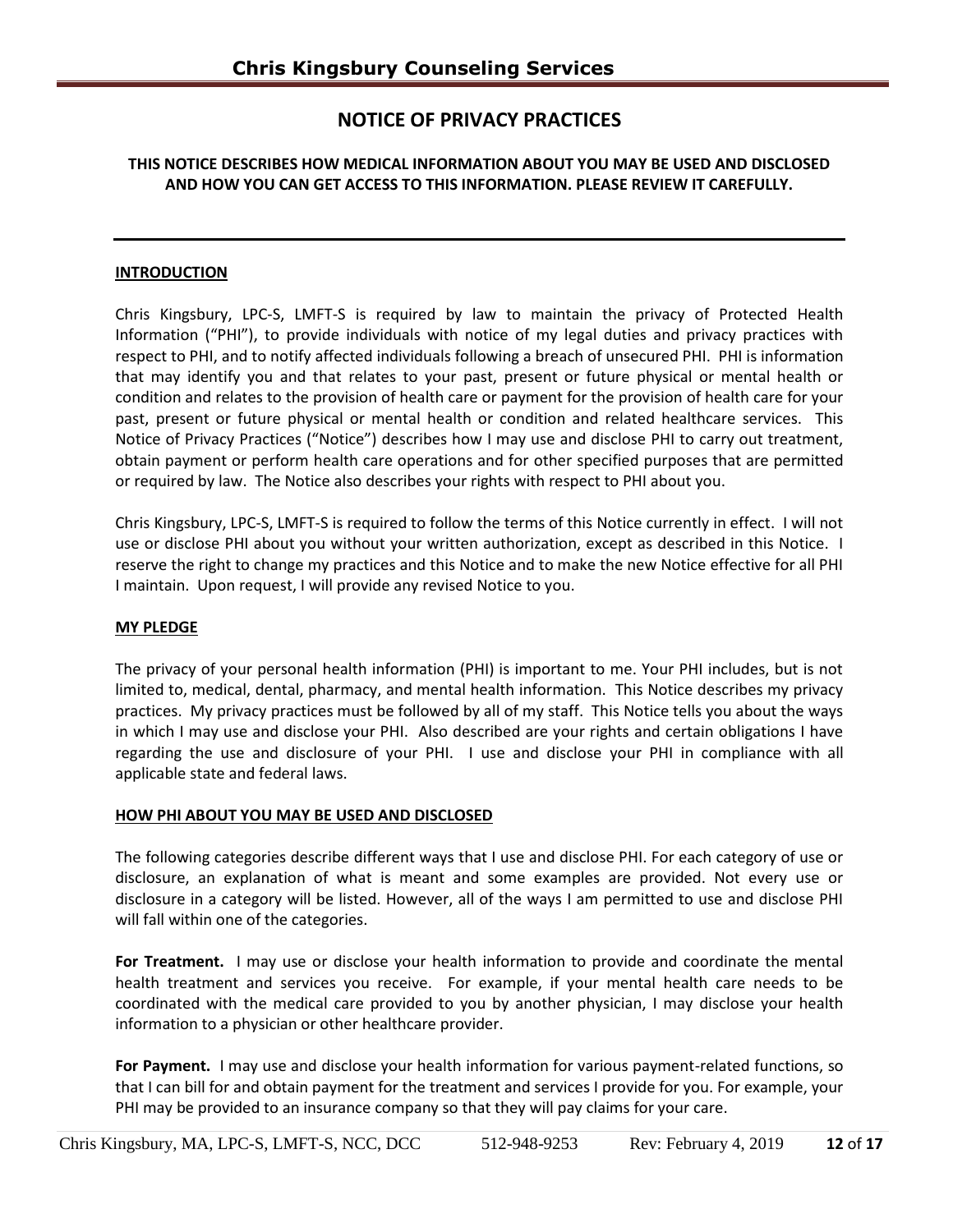# NOTICE OF PRIVACY PRACTICES

**THIS NOTICE DESCRIBES HOW MEDICAL INFORMATION ABOUT YOU MAY BE USED AND DISCLOSED AND HOW YOU CAN GET ACCESS TO THIS INFORMATION. PLEASE REVIEW IT CAREFULLY.**

---

## INTRODUCTION

Chris Kingsbury, LPC-S, LMFT-S is required by law to maintain the privacy of Protected Health Information ("PHI"), to provide individuals with notice of my legal duties and privacy practices with respect to PHI, and to notify affected individuals following a breach of unsecured PHI. PHI is information that may identify you and that relates to your past, present or future physical or mental health or condition and relates to the provision of health care or payment for the provision of health care for your past, present or future physical or mental health or condition and related healthcare services. This Notice of Privacy Practices ("Notice") describes how I may use and disclose PHI to carry out treatment, obtain payment or perform health care operations and for other specified purposes that are permitted or required by law. The Notice also describes your rights with respect to PHI about you.

Chris Kingsbury, LPC-S, LMFT-S is required to follow the terms of this Notice currently in effect. I will not use or disclose PHI about you without your written authorization, except as described in this Notice. I reserve the right to change my practices and this Notice and to make the new Notice effective for all PHI I maintain. Upon request, I will provide any revised Notice to you.

## MY PLEDGE

The privacy of your personal health information (PHI) is important to me. Your PHI includes, but is not limited to, medical, dental, pharmacy, and mental health information. This Notice describes my privacy practices. My privacy practices must be followed by all of my staff. This Notice tells you about the ways in which I may use and disclose your PHI. Also described are your rights and certain obligations I have regarding the use and disclosure of your PHI. I use and disclose your PHI in compliance with all applicable state and federal laws.

## HOW PHI ABOUT YOU MAY BE USED AND DISCLOSED

The following categories describe different ways that I use and disclose PHI. For each category of use or disclosure, an explanation of what is meant and some examples are provided. Not every use or disclosure in a category will be listed. However, all of the ways I am permitted to use and disclose PHI will fall within one of the categories.

**For Treatment.** I may use or disclose your health information to provide and coordinate the mental health treatment and services you receive. For example, if your mental health care needs to be coordinated with the medical care provided to you by another physician, I may disclose your health information to a physician or other healthcare provider.

**For Payment.** I may use and disclose your health information for various payment-related functions, so that I can bill for and obtain payment for the treatment and services I provide for you. For example, your PHI may be provided to an insurance company so that they will pay claims for your care.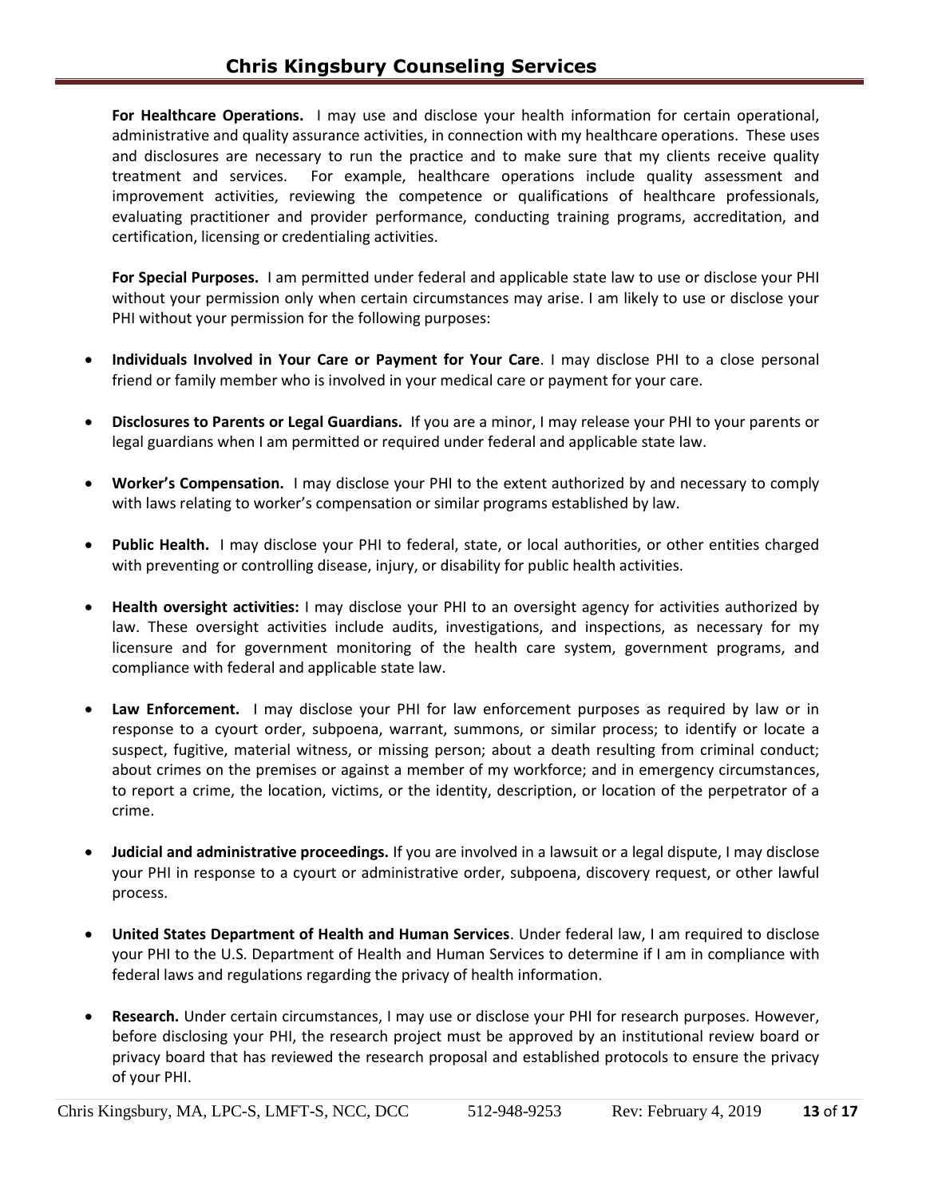**For Healthcare Operations.** I may use and disclose your health information for certain operational, administrative and quality assurance activities, in connection with my healthcare operations. These uses and disclosures are necessary to run the practice and to make sure that my clients receive quality treatment and services. For example, healthcare operations include quality assessment and improvement activities, reviewing the competence or qualifications of healthcare professionals, evaluating practitioner and provider performance, conducting training programs, accreditation, and certification, licensing or credentialing activities.

**For Special Purposes.** I am permitted under federal and applicable state law to use or disclose your PHI without your permission only when certain circumstances may arise. I am likely to use or disclose your PHI without your permission for the following purposes:

- **Individuals Involved in Your Care or Payment for Your Care**. I may disclose PHI to a close personal friend or family member who is involved in your medical care or payment for your care.

- **Disclosures to Parents or Legal Guardians.** If you are a minor, I may release your PHI to your parents or legal guardians when I am permitted or required under federal and applicable state law.

- **Worker's Compensation.** I may disclose your PHI to the extent authorized by and necessary to comply with laws relating to worker's compensation or similar programs established by law.

- **Public Health.** I may disclose your PHI to federal, state, or local authorities, or other entities charged with preventing or controlling disease, injury, or disability for public health activities.

- **Health oversight activities:** I may disclose your PHI to an oversight agency for activities authorized by law. These oversight activities include audits, investigations, and inspections, as necessary for my licensure and for government monitoring of the health care system, government programs, and compliance with federal and applicable state law.

- **Law Enforcement.** I may disclose your PHI for law enforcement purposes as required by law or in response to a cyourt order, subpoena, warrant, summons, or similar process; to identify or locate a suspect, fugitive, material witness, or missing person; about a death resulting from criminal conduct; about crimes on the premises or against a member of my workforce; and in emergency circumstances, to report a crime, the location, victims, or the identity, description, or location of the perpetrator of a crime.

- **Judicial and administrative proceedings.** If you are involved in a lawsuit or a legal dispute, I may disclose your PHI in response to a cyourt or administrative order, subpoena, discovery request, or other lawful process.

- **United States Department of Health and Human Services**. Under federal law, I am required to disclose your PHI to the U.S. Department of Health and Human Services to determine if I am in compliance with federal laws and regulations regarding the privacy of health information.

- **Research.** Under certain circumstances, I may use or disclose your PHI for research purposes. However, before disclosing your PHI, the research project must be approved by an institutional review board or privacy board that has reviewed the research proposal and established protocols to ensure the privacy of your PHI.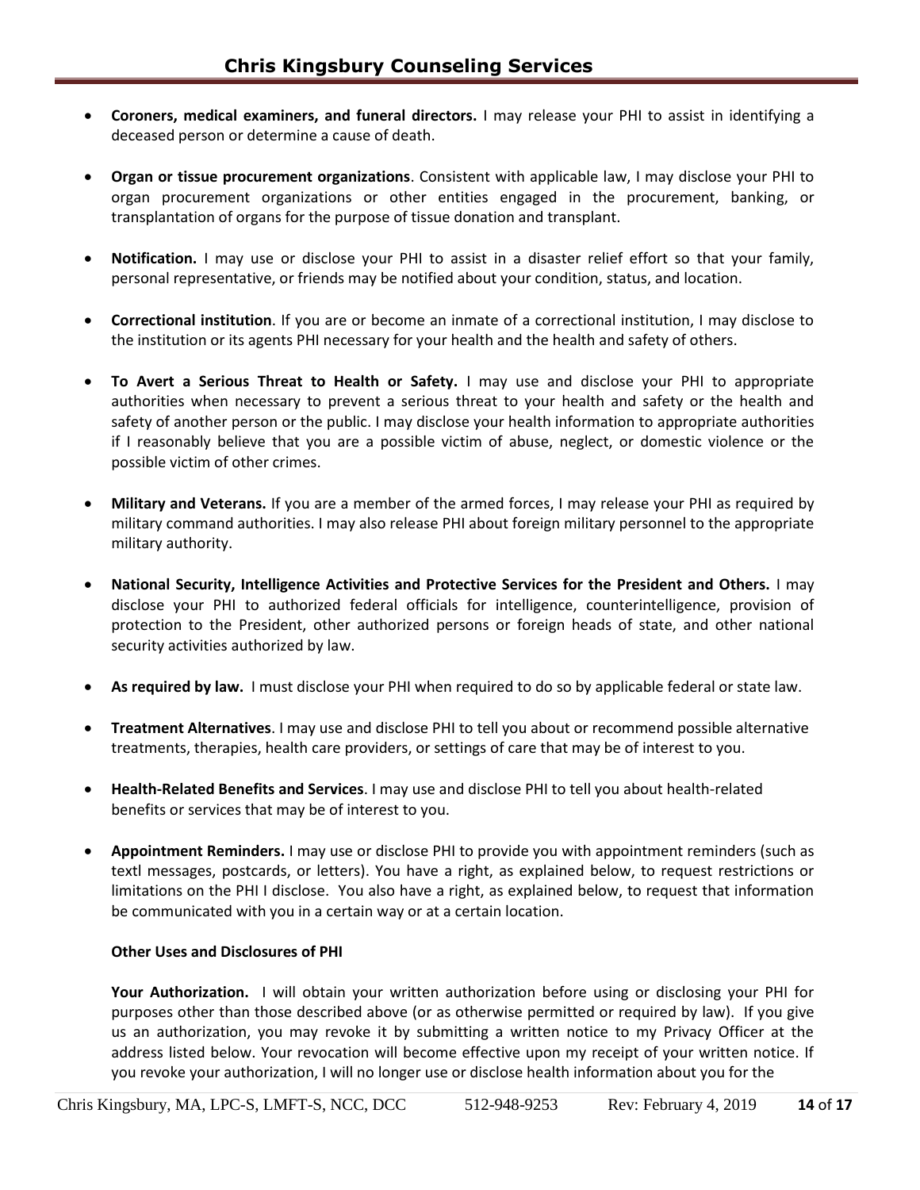- **Coroners, medical examiners, and funeral directors.** I may release your PHI to assist in identifying a deceased person or determine a cause of death.

- **Organ or tissue procurement organizations**. Consistent with applicable law, I may disclose your PHI to organ procurement organizations or other entities engaged in the procurement, banking, or transplantation of organs for the purpose of tissue donation and transplant.

- **Notification.** I may use or disclose your PHI to assist in a disaster relief effort so that your family, personal representative, or friends may be notified about your condition, status, and location.

- **Correctional institution**. If you are or become an inmate of a correctional institution, I may disclose to the institution or its agents PHI necessary for your health and the health and safety of others.

- **To Avert a Serious Threat to Health or Safety.** I may use and disclose your PHI to appropriate authorities when necessary to prevent a serious threat to your health and safety or the health and safety of another person or the public. I may disclose your health information to appropriate authorities if I reasonably believe that you are a possible victim of abuse, neglect, or domestic violence or the possible victim of other crimes.

- **Military and Veterans.** If you are a member of the armed forces, I may release your PHI as required by military command authorities. I may also release PHI about foreign military personnel to the appropriate military authority.

- **National Security, Intelligence Activities and Protective Services for the President and Others.** I may disclose your PHI to authorized federal officials for intelligence, counterintelligence, provision of protection to the President, other authorized persons or foreign heads of state, and other national security activities authorized by law.

- **As required by law.** I must disclose your PHI when required to do so by applicable federal or state law.

- **Treatment Alternatives**. I may use and disclose PHI to tell you about or recommend possible alternative treatments, therapies, health care providers, or settings of care that may be of interest to you.

- **Health-Related Benefits and Services**. I may use and disclose PHI to tell you about health-related benefits or services that may be of interest to you.

- **Appointment Reminders.** I may use or disclose PHI to provide you with appointment reminders (such as textl messages, postcards, or letters). You have a right, as explained below, to request restrictions or limitations on the PHI I disclose. You also have a right, as explained below, to request that information be communicated with you in a certain way or at a certain location.

**Other Uses and Disclosures of PHI**

**Your Authorization.** I will obtain your written authorization before using or disclosing your PHI for purposes other than those described above (or as otherwise permitted or required by law). If you give us an authorization, you may revoke it by submitting a written notice to my Privacy Officer at the address listed below. Your revocation will become effective upon my receipt of your written notice. If you revoke your authorization, I will no longer use or disclose health information about you for the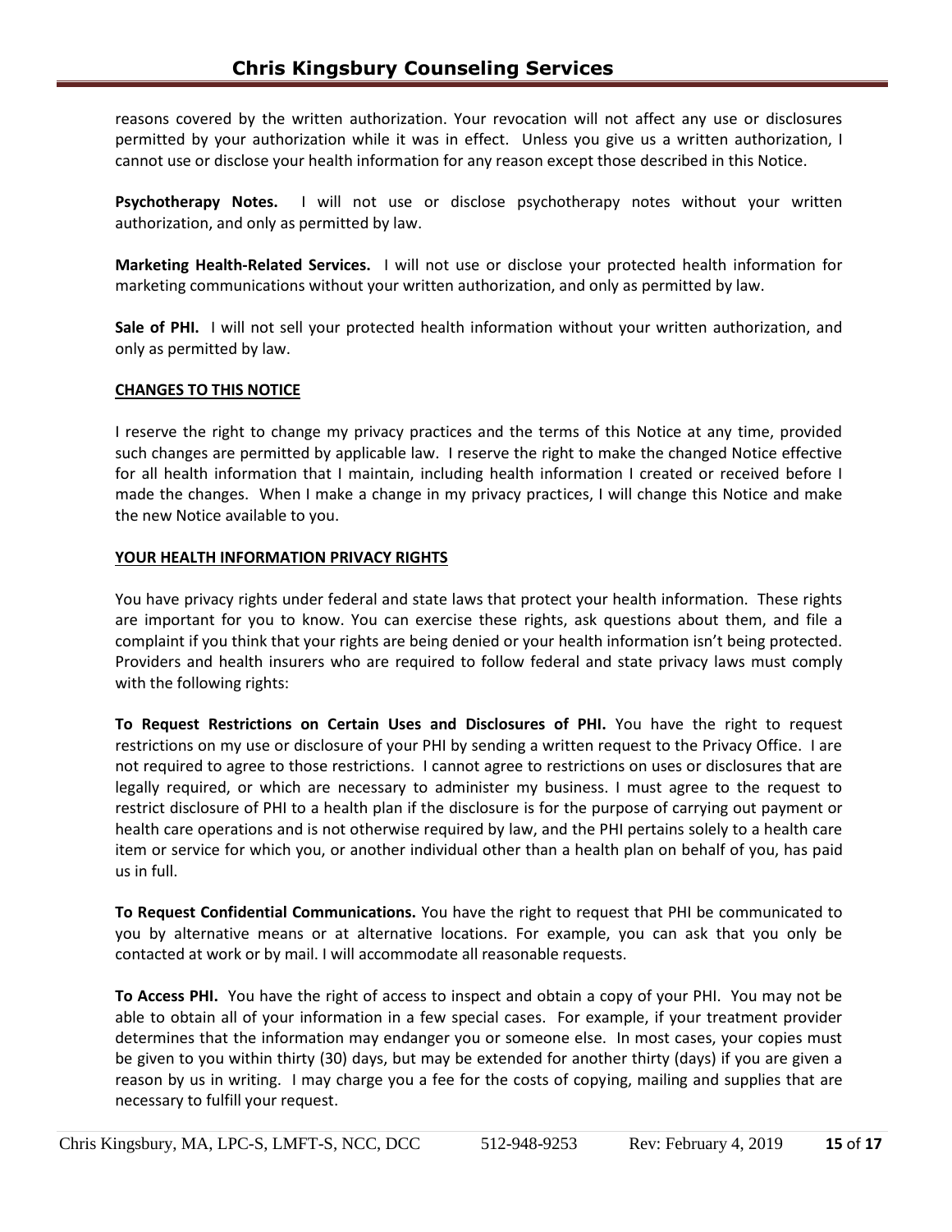reasons covered by the written authorization. Your revocation will not affect any use or disclosures permitted by your authorization while it was in effect. Unless you give us a written authorization, I cannot use or disclose your health information for any reason except those described in this Notice.

**Psychotherapy Notes.** I will not use or disclose psychotherapy notes without your written authorization, and only as permitted by law.

**Marketing Health-Related Services.** I will not use or disclose your protected health information for marketing communications without your written authorization, and only as permitted by law.

**Sale of PHI.** I will not sell your protected health information without your written authorization, and only as permitted by law.

**CHANGES TO THIS NOTICE**

I reserve the right to change my privacy practices and the terms of this Notice at any time, provided such changes are permitted by applicable law. I reserve the right to make the changed Notice effective for all health information that I maintain, including health information I created or received before I made the changes. When I make a change in my privacy practices, I will change this Notice and make the new Notice available to you.

**YOUR HEALTH INFORMATION PRIVACY RIGHTS**

You have privacy rights under federal and state laws that protect your health information. These rights are important for you to know. You can exercise these rights, ask questions about them, and file a complaint if you think that your rights are being denied or your health information isn't being protected. Providers and health insurers who are required to follow federal and state privacy laws must comply with the following rights:

**To Request Restrictions on Certain Uses and Disclosures of PHI.** You have the right to request restrictions on my use or disclosure of your PHI by sending a written request to the Privacy Office. I are not required to agree to those restrictions. I cannot agree to restrictions on uses or disclosures that are legally required, or which are necessary to administer my business. I must agree to the request to restrict disclosure of PHI to a health plan if the disclosure is for the purpose of carrying out payment or health care operations and is not otherwise required by law, and the PHI pertains solely to a health care item or service for which you, or another individual other than a health plan on behalf of you, has paid us in full.

**To Request Confidential Communications.** You have the right to request that PHI be communicated to you by alternative means or at alternative locations. For example, you can ask that you only be contacted at work or by mail. I will accommodate all reasonable requests.

**To Access PHI.** You have the right of access to inspect and obtain a copy of your PHI. You may not be able to obtain all of your information in a few special cases. For example, if your treatment provider determines that the information may endanger you or someone else. In most cases, your copies must be given to you within thirty (30) days, but may be extended for another thirty (days) if you are given a reason by us in writing. I may charge you a fee for the costs of copying, mailing and supplies that are necessary to fulfill your request.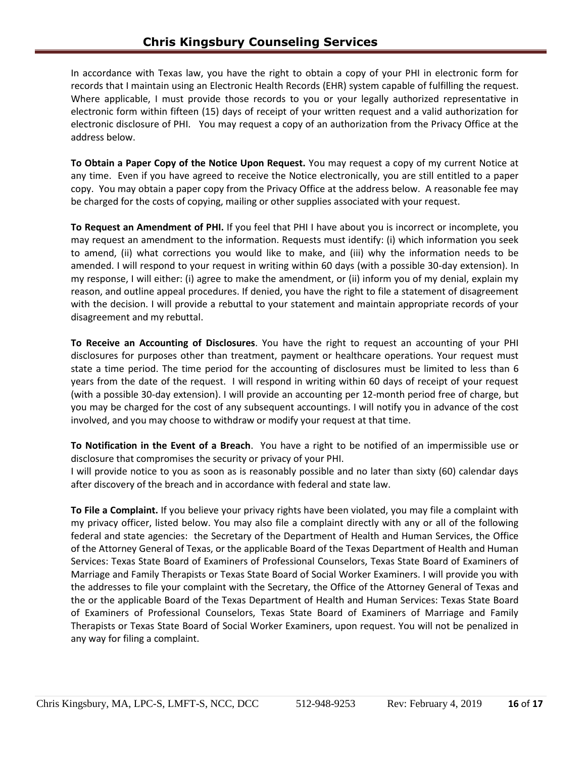In accordance with Texas law, you have the right to obtain a copy of your PHI in electronic form for records that I maintain using an Electronic Health Records (EHR) system capable of fulfilling the request. Where applicable, I must provide those records to you or your legally authorized representative in electronic form within fifteen (15) days of receipt of your written request and a valid authorization for electronic disclosure of PHI. You may request a copy of an authorization from the Privacy Office at the address below.

**To Obtain a Paper Copy of the Notice Upon Request.** You may request a copy of my current Notice at any time. Even if you have agreed to receive the Notice electronically, you are still entitled to a paper copy. You may obtain a paper copy from the Privacy Office at the address below. A reasonable fee may be charged for the costs of copying, mailing or other supplies associated with your request.

**To Request an Amendment of PHI.** If you feel that PHI I have about you is incorrect or incomplete, you may request an amendment to the information. Requests must identify: (i) which information you seek to amend, (ii) what corrections you would like to make, and (iii) why the information needs to be amended. I will respond to your request in writing within 60 days (with a possible 30-day extension). In my response, I will either: (i) agree to make the amendment, or (ii) inform you of my denial, explain my reason, and outline appeal procedures. If denied, you have the right to file a statement of disagreement with the decision. I will provide a rebuttal to your statement and maintain appropriate records of your disagreement and my rebuttal.

**To Receive an Accounting of Disclosures**. You have the right to request an accounting of your PHI disclosures for purposes other than treatment, payment or healthcare operations. Your request must state a time period. The time period for the accounting of disclosures must be limited to less than 6 years from the date of the request. I will respond in writing within 60 days of receipt of your request (with a possible 30-day extension). I will provide an accounting per 12-month period free of charge, but you may be charged for the cost of any subsequent accountings. I will notify you in advance of the cost involved, and you may choose to withdraw or modify your request at that time.

**To Notification in the Event of a Breach**. You have a right to be notified of an impermissible use or disclosure that compromises the security or privacy of your PHI.
I will provide notice to you as soon as is reasonably possible and no later than sixty (60) calendar days after discovery of the breach and in accordance with federal and state law.

**To File a Complaint.** If you believe your privacy rights have been violated, you may file a complaint with my privacy officer, listed below. You may also file a complaint directly with any or all of the following federal and state agencies: the Secretary of the Department of Health and Human Services, the Office of the Attorney General of Texas, or the applicable Board of the Texas Department of Health and Human Services: Texas State Board of Examiners of Professional Counselors, Texas State Board of Examiners of Marriage and Family Therapists or Texas State Board of Social Worker Examiners. I will provide you with the addresses to file your complaint with the Secretary, the Office of the Attorney General of Texas and the or the applicable Board of the Texas Department of Health and Human Services: Texas State Board of Examiners of Professional Counselors, Texas State Board of Examiners of Marriage and Family Therapists or Texas State Board of Social Worker Examiners, upon request. You will not be penalized in any way for filing a complaint.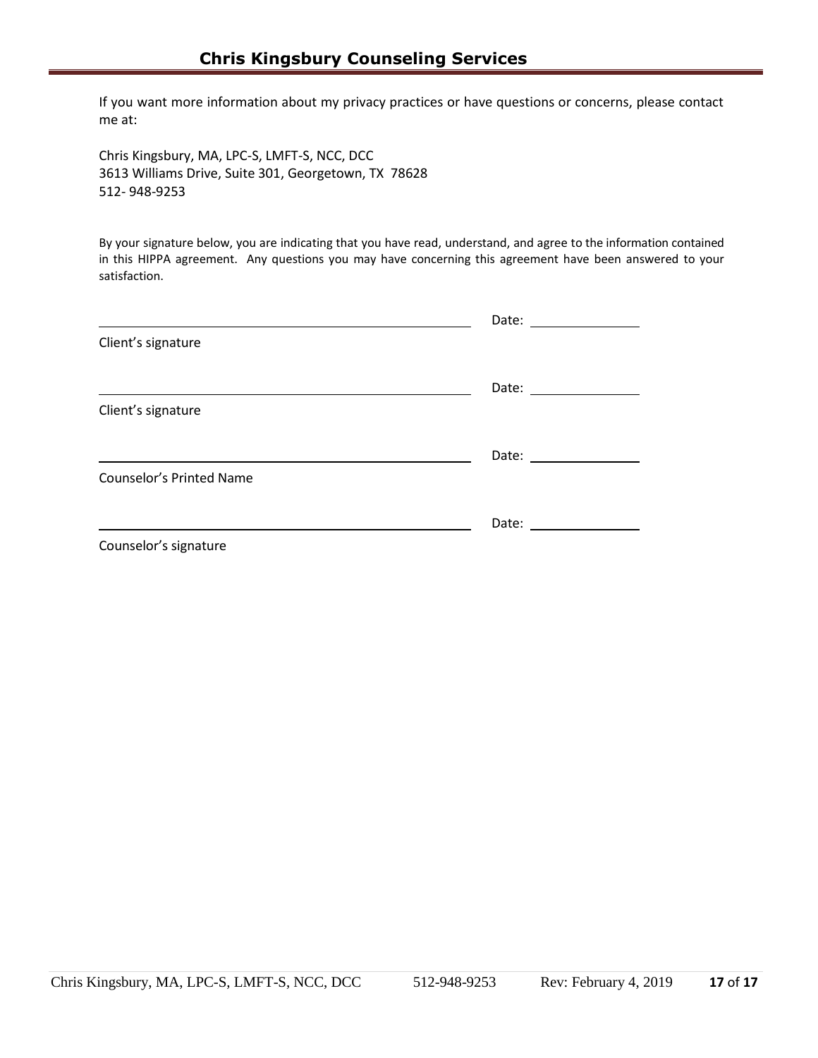If you want more information about my privacy practices or have questions or concerns, please contact me at:

Chris Kingsbury, MA, LPC-S, LMFT-S, NCC, DCC
3613 Williams Drive, Suite 301, Georgetown, TX 78628
512- 948-9253

By your signature below, you are indicating that you have read, understand, and agree to the information contained in this HIPPA agreement. Any questions you may have concerning this agreement have been answered to your satisfaction.

\_\_\_\_\_\_\_\_\_\_\_\_\_\_\_\_\_\_\_\_\_\_\_\_\_\_\_\_\_\_\_\_\_\_\_\_\_\_\_\_ Date: \_\_\_\_\_\_\_\_\_\_\_\_

Client's signature

\_\_\_\_\_\_\_\_\_\_\_\_\_\_\_\_\_\_\_\_\_\_\_\_\_\_\_\_\_\_\_\_\_\_\_\_\_\_\_\_ Date: \_\_\_\_\_\_\_\_\_\_\_\_

Client's signature

\_\_\_\_\_\_\_\_\_\_\_\_\_\_\_\_\_\_\_\_\_\_\_\_\_\_\_\_\_\_\_\_\_\_\_\_\_\_\_\_ Date: \_\_\_\_\_\_\_\_\_\_\_\_

Counselor's Printed Name

\_\_\_\_\_\_\_\_\_\_\_\_\_\_\_\_\_\_\_\_\_\_\_\_\_\_\_\_\_\_\_\_\_\_\_\_\_\_\_\_ Date: \_\_\_\_\_\_\_\_\_\_\_\_

Counselor's signature